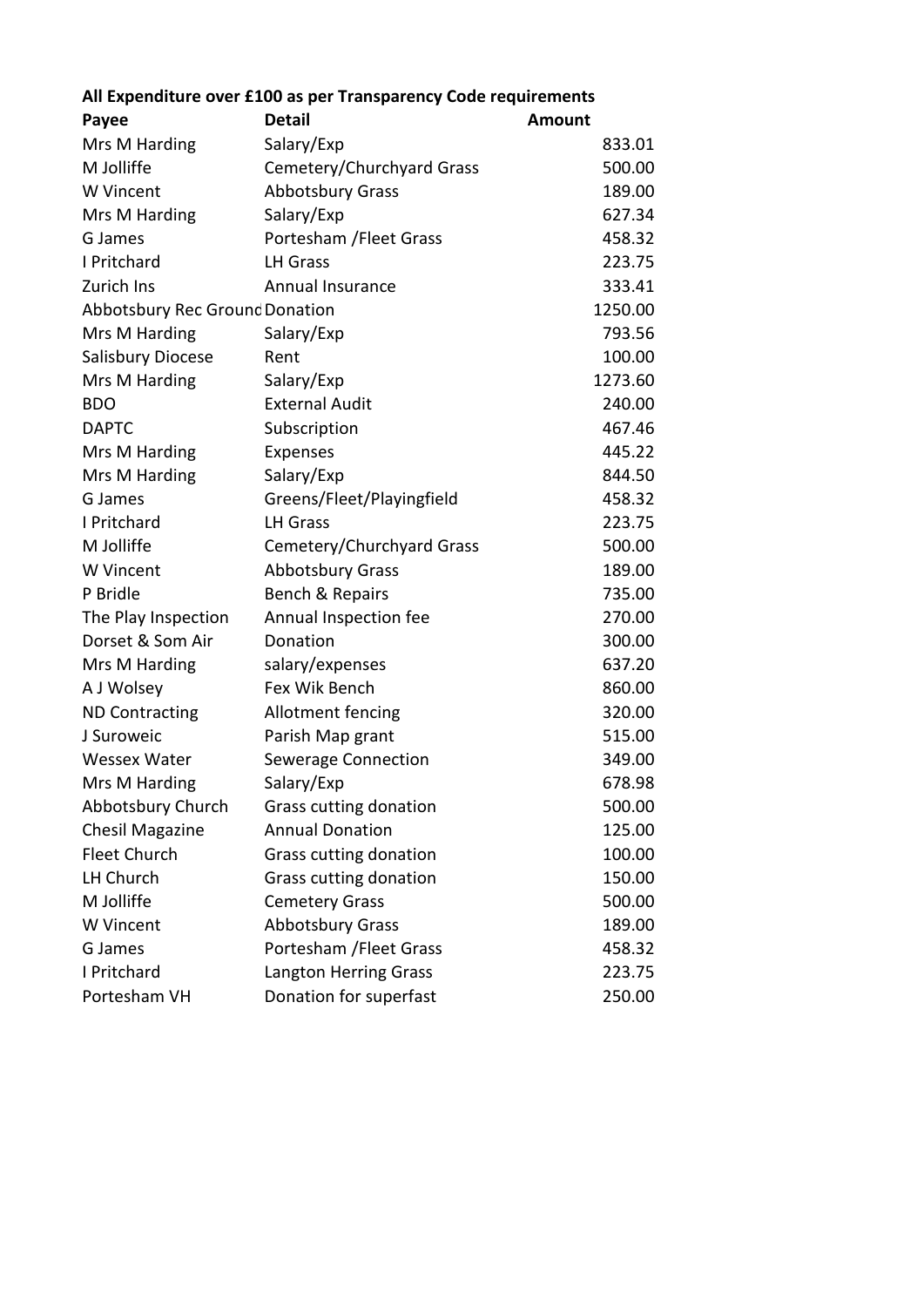**All Expenditure over £100 as per Transparency Code requirements**

| Payee | Detail | Amount |
|---|---|---|
| Mrs M Harding | Salary/Exp | 833.01 |
| M Jolliffe | Cemetery/Churchyard Grass | 500.00 |
| W Vincent | Abbotsbury Grass | 189.00 |
| Mrs M Harding | Salary/Exp | 627.34 |
| G James | Portesham /Fleet Grass | 458.32 |
| I Pritchard | LH Grass | 223.75 |
| Zurich Ins | Annual Insurance | 333.41 |
| Abbotsbury Rec Ground | Donation | 1250.00 |
| Mrs M Harding | Salary/Exp | 793.56 |
| Salisbury Diocese | Rent | 100.00 |
| Mrs M Harding | Salary/Exp | 1273.60 |
| BDO | External Audit | 240.00 |
| DAPTC | Subscription | 467.46 |
| Mrs M Harding | Expenses | 445.22 |
| Mrs M Harding | Salary/Exp | 844.50 |
| G James | Greens/Fleet/Playingfield | 458.32 |
| I Pritchard | LH Grass | 223.75 |
| M Jolliffe | Cemetery/Churchyard Grass | 500.00 |
| W Vincent | Abbotsbury Grass | 189.00 |
| P Bridle | Bench & Repairs | 735.00 |
| The Play Inspection | Annual Inspection fee | 270.00 |
| Dorset & Som Air | Donation | 300.00 |
| Mrs M Harding | salary/expenses | 637.20 |
| A J Wolsey | Fex Wik Bench | 860.00 |
| ND Contracting | Allotment fencing | 320.00 |
| J Suroweic | Parish Map grant | 515.00 |
| Wessex Water | Sewerage Connection | 349.00 |
| Mrs M Harding | Salary/Exp | 678.98 |
| Abbotsbury Church | Grass cutting donation | 500.00 |
| Chesil Magazine | Annual Donation | 125.00 |
| Fleet Church | Grass cutting donation | 100.00 |
| LH Church | Grass cutting donation | 150.00 |
| M Jolliffe | Cemetery Grass | 500.00 |
| W Vincent | Abbotsbury Grass | 189.00 |
| G James | Portesham /Fleet Grass | 458.32 |
| I Pritchard | Langton Herring Grass | 223.75 |
| Portesham VH | Donation for superfast | 250.00 |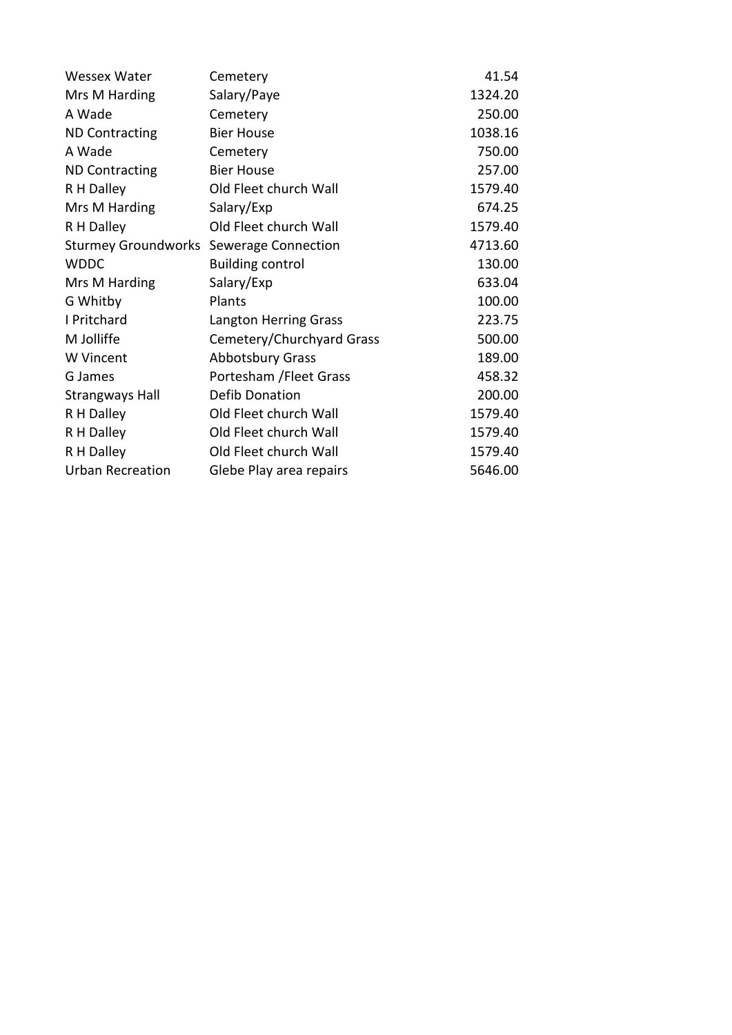| | | |
|---|---|---|
| Wessex Water | Cemetery | 41.54 |
| Mrs M Harding | Salary/Paye | 1324.20 |
| A Wade | Cemetery | 250.00 |
| ND Contracting | Bier House | 1038.16 |
| A Wade | Cemetery | 750.00 |
| ND Contracting | Bier House | 257.00 |
| R H Dalley | Old Fleet church Wall | 1579.40 |
| Mrs M Harding | Salary/Exp | 674.25 |
| R H Dalley | Old Fleet church Wall | 1579.40 |
| Sturmey Groundworks | Sewerage Connection | 4713.60 |
| WDDC | Building control | 130.00 |
| Mrs M Harding | Salary/Exp | 633.04 |
| G Whitby | Plants | 100.00 |
| I Pritchard | Langton Herring Grass | 223.75 |
| M Jolliffe | Cemetery/Churchyard Grass | 500.00 |
| W Vincent | Abbotsbury Grass | 189.00 |
| G James | Portesham /Fleet Grass | 458.32 |
| Strangways Hall | Defib Donation | 200.00 |
| R H Dalley | Old Fleet church Wall | 1579.40 |
| R H Dalley | Old Fleet church Wall | 1579.40 |
| R H Dalley | Old Fleet church Wall | 1579.40 |
| Urban Recreation | Glebe Play area repairs | 5646.00 |